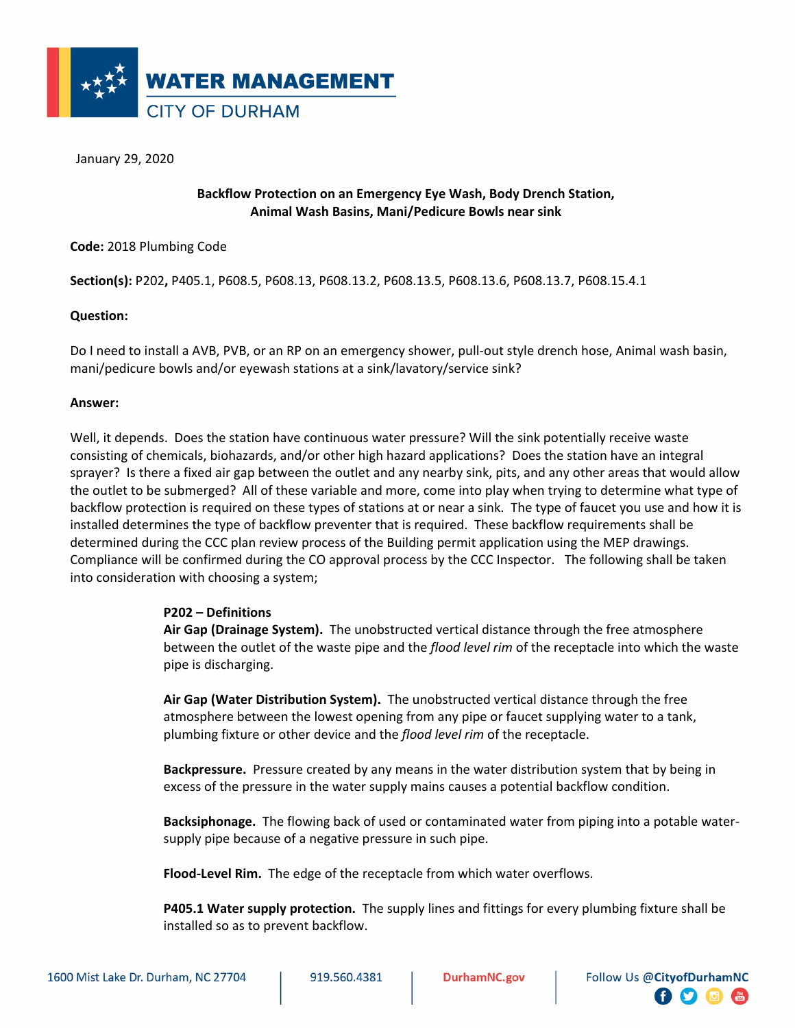# WATER MANAGEMENT
## CITY OF DURHAM

January 29, 2020

**Backflow Protection on an Emergency Eye Wash, Body Drench Station, Animal Wash Basins, Mani/Pedicure Bowls near sink**

**Code:** 2018 Plumbing Code

**Section(s):** P202**,** P405.1, P608.5, P608.13, P608.13.2, P608.13.5, P608.13.6, P608.13.7, P608.15.4.1

**Question:**

Do I need to install a AVB, PVB, or an RP on an emergency shower, pull-out style drench hose, Animal wash basin, mani/pedicure bowls and/or eyewash stations at a sink/lavatory/service sink?

**Answer:**

Well, it depends. Does the station have continuous water pressure? Will the sink potentially receive waste consisting of chemicals, biohazards, and/or other high hazard applications? Does the station have an integral sprayer? Is there a fixed air gap between the outlet and any nearby sink, pits, and any other areas that would allow the outlet to be submerged? All of these variable and more, come into play when trying to determine what type of backflow protection is required on these types of stations at or near a sink. The type of faucet you use and how it is installed determines the type of backflow preventer that is required. These backflow requirements shall be determined during the CCC plan review process of the Building permit application using the MEP drawings. Compliance will be confirmed during the CO approval process by the CCC Inspector. The following shall be taken into consideration with choosing a system;

> **P202 – Definitions**
> **Air Gap (Drainage System).** The unobstructed vertical distance through the free atmosphere between the outlet of the waste pipe and the *flood level rim* of the receptacle into which the waste pipe is discharging.
>
> **Air Gap (Water Distribution System).** The unobstructed vertical distance through the free atmosphere between the lowest opening from any pipe or faucet supplying water to a tank, plumbing fixture or other device and the *flood level rim* of the receptacle.
>
> **Backpressure.** Pressure created by any means in the water distribution system that by being in excess of the pressure in the water supply mains causes a potential backflow condition.
>
> **Backsiphonage.** The flowing back of used or contaminated water from piping into a potable water-supply pipe because of a negative pressure in such pipe.
>
> **Flood-Level Rim.** The edge of the receptacle from which water overflows.
>
> **P405.1 Water supply protection.** The supply lines and fittings for every plumbing fixture shall be installed so as to prevent backflow.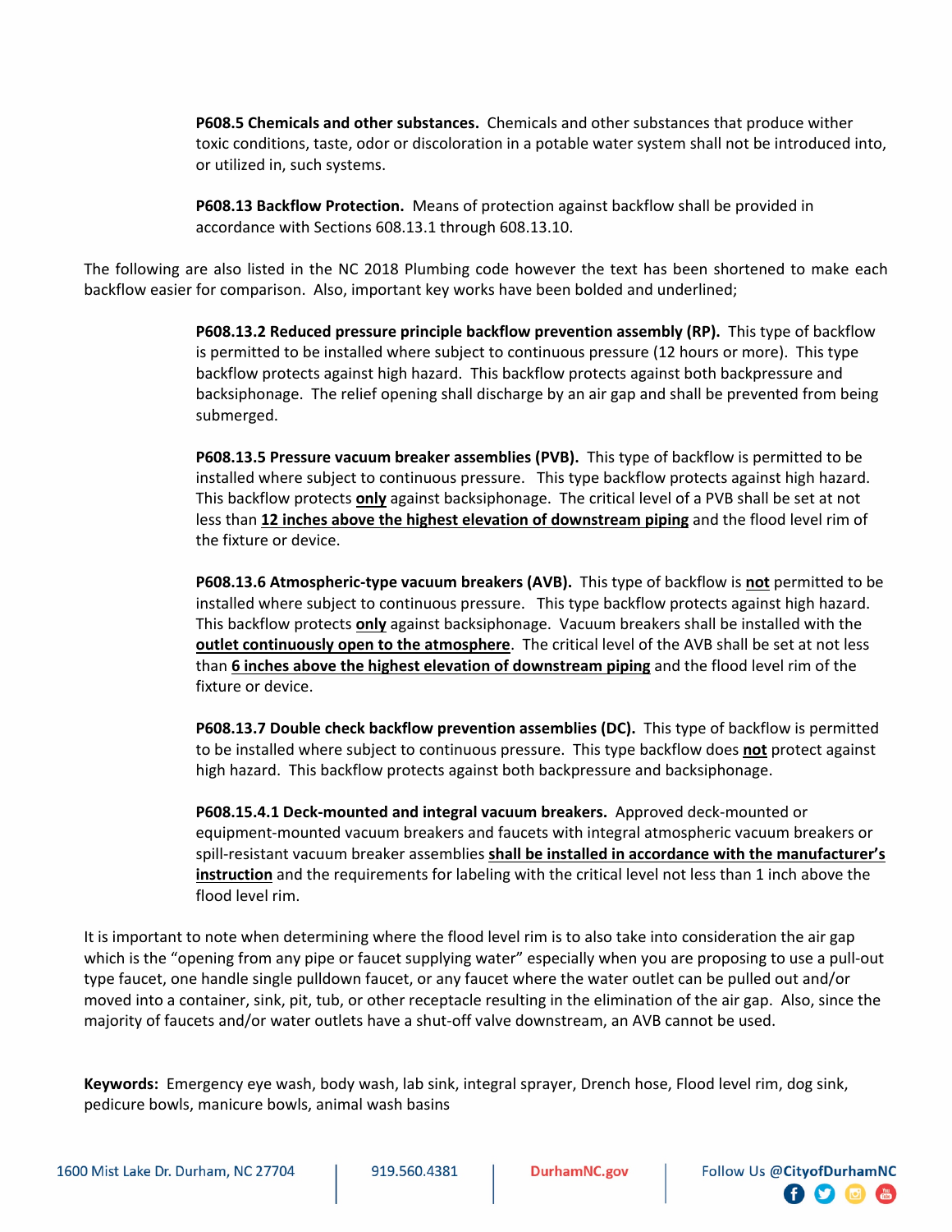**P608.5 Chemicals and other substances.** Chemicals and other substances that produce wither toxic conditions, taste, odor or discoloration in a potable water system shall not be introduced into, or utilized in, such systems.

**P608.13 Backflow Protection.** Means of protection against backflow shall be provided in accordance with Sections 608.13.1 through 608.13.10.

The following are also listed in the NC 2018 Plumbing code however the text has been shortened to make each backflow easier for comparison. Also, important key works have been bolded and underlined;

**P608.13.2 Reduced pressure principle backflow prevention assembly (RP).** This type of backflow is permitted to be installed where subject to continuous pressure (12 hours or more). This type backflow protects against high hazard. This backflow protects against both backpressure and backsiphonage. The relief opening shall discharge by an air gap and shall be prevented from being submerged.

**P608.13.5 Pressure vacuum breaker assemblies (PVB).** This type of backflow is permitted to be installed where subject to continuous pressure. This type backflow protects against high hazard. This backflow protects <u>**only**</u> against backsiphonage. The critical level of a PVB shall be set at not less than <u>**12 inches above the highest elevation of downstream piping**</u> and the flood level rim of the fixture or device.

**P608.13.6 Atmospheric-type vacuum breakers (AVB).** This type of backflow is <u>**not**</u> permitted to be installed where subject to continuous pressure. This type backflow protects against high hazard. This backflow protects <u>**only**</u> against backsiphonage. Vacuum breakers shall be installed with the <u>**outlet continuously open to the atmosphere**</u>. The critical level of the AVB shall be set at not less than <u>**6 inches above the highest elevation of downstream piping**</u> and the flood level rim of the fixture or device.

**P608.13.7 Double check backflow prevention assemblies (DC).** This type of backflow is permitted to be installed where subject to continuous pressure. This type backflow does <u>**not**</u> protect against high hazard. This backflow protects against both backpressure and backsiphonage.

**P608.15.4.1 Deck-mounted and integral vacuum breakers.** Approved deck-mounted or equipment-mounted vacuum breakers and faucets with integral atmospheric vacuum breakers or spill-resistant vacuum breaker assemblies <u>**shall be installed in accordance with the manufacturer's instruction**</u> and the requirements for labeling with the critical level not less than 1 inch above the flood level rim.

It is important to note when determining where the flood level rim is to also take into consideration the air gap which is the "opening from any pipe or faucet supplying water" especially when you are proposing to use a pull-out type faucet, one handle single pulldown faucet, or any faucet where the water outlet can be pulled out and/or moved into a container, sink, pit, tub, or other receptacle resulting in the elimination of the air gap. Also, since the majority of faucets and/or water outlets have a shut-off valve downstream, an AVB cannot be used.

**Keywords:** Emergency eye wash, body wash, lab sink, integral sprayer, Drench hose, Flood level rim, dog sink, pedicure bowls, manicure bowls, animal wash basins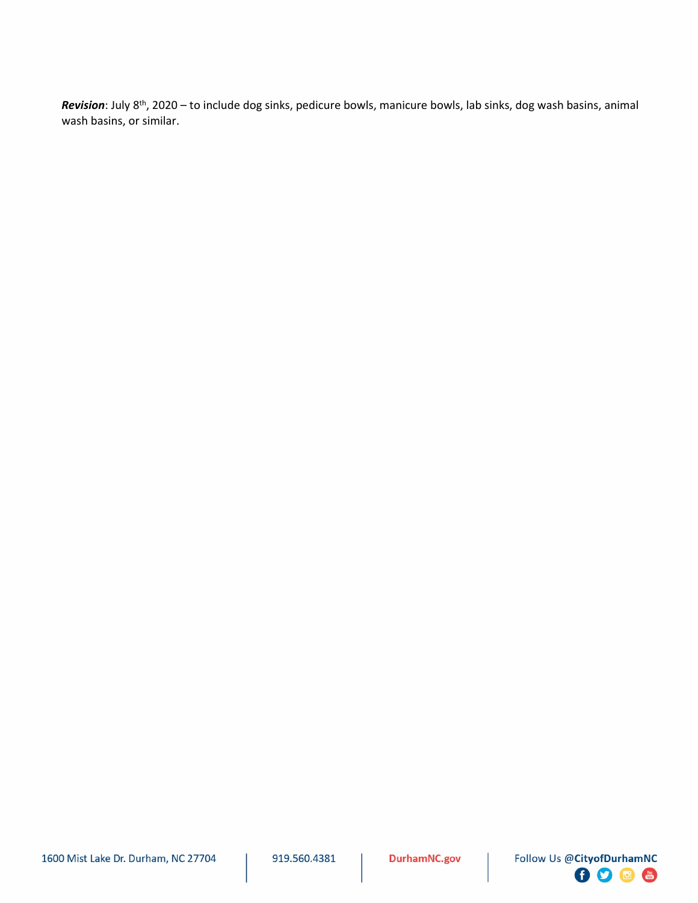***Revision***: July 8th, 2020 – to include dog sinks, pedicure bowls, manicure bowls, lab sinks, dog wash basins, animal wash basins, or similar.